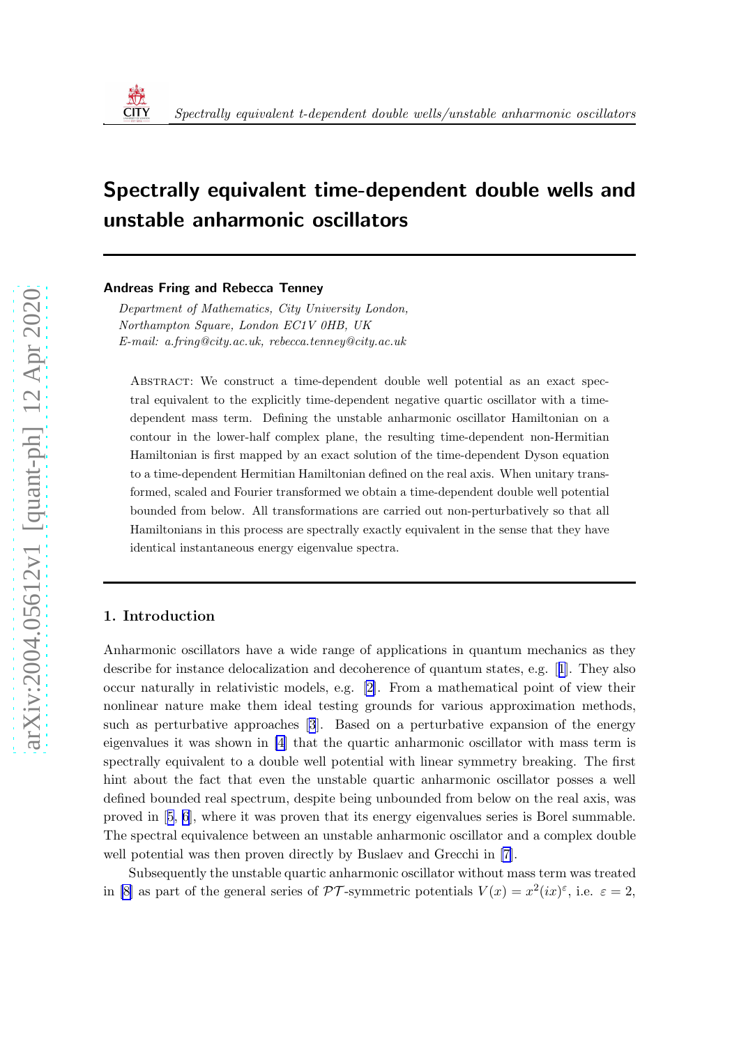# Spectrally equivalent time-dependent double wells and unstable anharmonic oscillators

**Andreas Fring and Rebecca Tenney**

*Department of Mathematics, City University London,*
*Northampton Square, London EC1V 0HB, UK*
*E-mail: a.fring@city.ac.uk, rebecca.tenney@city.ac.uk*

Abstract: We construct a time-dependent double well potential as an exact spectral equivalent to the explicitly time-dependent negative quartic oscillator with a time-dependent mass term. Defining the unstable anharmonic oscillator Hamiltonian on a contour in the lower-half complex plane, the resulting time-dependent non-Hermitian Hamiltonian is first mapped by an exact solution of the time-dependent Dyson equation to a time-dependent Hermitian Hamiltonian defined on the real axis. When unitary transformed, scaled and Fourier transformed we obtain a time-dependent double well potential bounded from below. All transformations are carried out non-perturbatively so that all Hamiltonians in this process are spectrally exactly equivalent in the sense that they have identical instantaneous energy eigenvalue spectra.

## 1. Introduction

Anharmonic oscillators have a wide range of applications in quantum mechanics as they describe for instance delocalization and decoherence of quantum states, e.g. [1]. They also occur naturally in relativistic models, e.g. [2]. From a mathematical point of view their nonlinear nature make them ideal testing grounds for various approximation methods, such as perturbative approaches [3]. Based on a perturbative expansion of the energy eigenvalues it was shown in [4] that the quartic anharmonic oscillator with mass term is spectrally equivalent to a double well potential with linear symmetry breaking. The first hint about the fact that even the unstable quartic anharmonic oscillator posses a well defined bounded real spectrum, despite being unbounded from below on the real axis, was proved in [5, 6], where it was proven that its energy eigenvalues series is Borel summable. The spectral equivalence between an unstable anharmonic oscillator and a complex double well potential was then proven directly by Buslaev and Grecchi in [7].

Subsequently the unstable quartic anharmonic oscillator without mass term was treated in [8] as part of the general series of $\mathcal{PT}$-symmetric potentials $V(x) = x^2(ix)^\varepsilon$, i.e. $\varepsilon = 2$,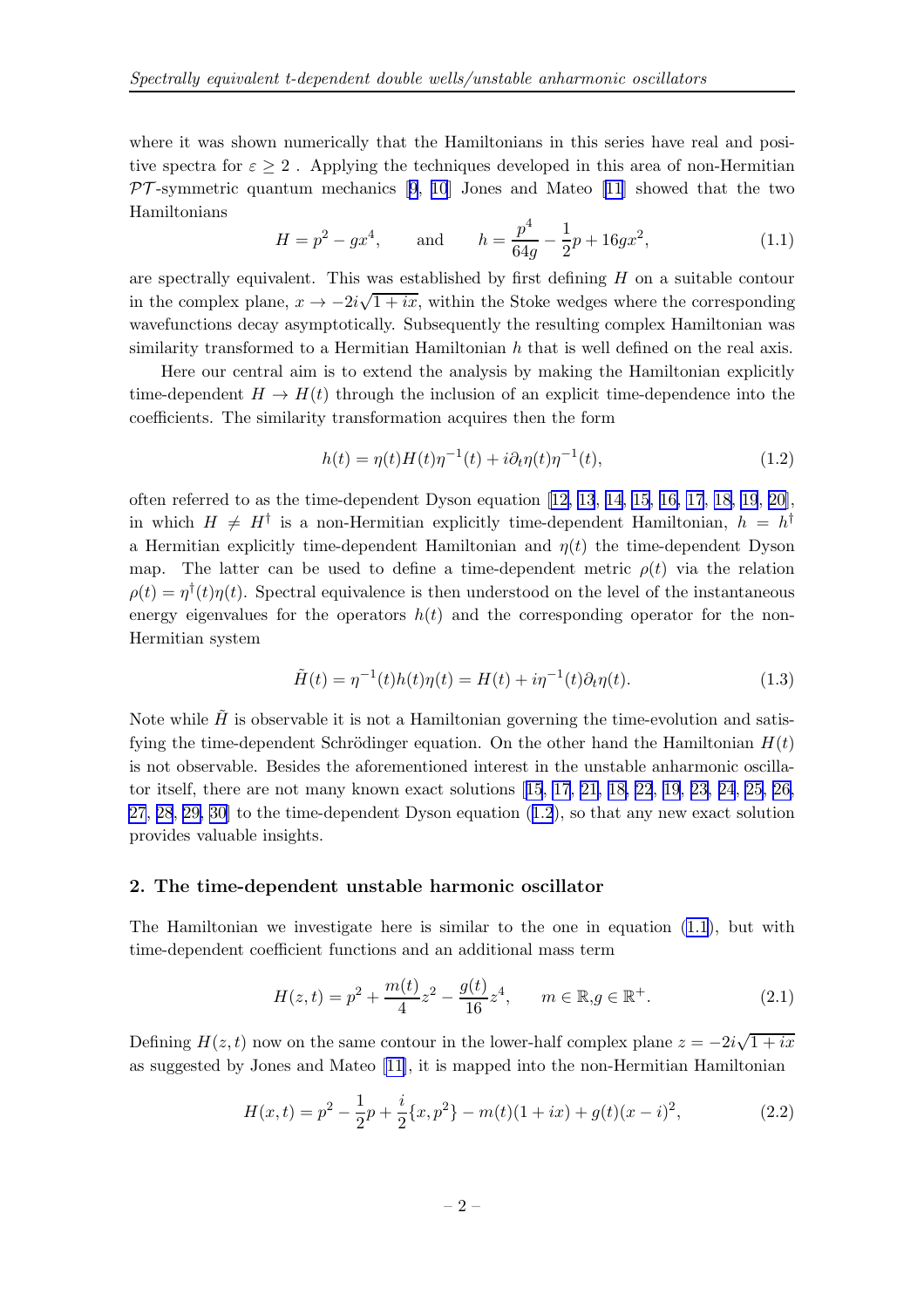where it was shown numerically that the Hamiltonians in this series have real and positive spectra for $\varepsilon \geq 2$ . Applying the techniques developed in this area of non-Hermitian $\mathcal{PT}$-symmetric quantum mechanics [9, 10] Jones and Mateo [11] showed that the two Hamiltonians

$$H = p^2 - gx^4, \qquad \text{and} \qquad h = \frac{p^4}{64g} - \frac{1}{2}p + 16gx^2, \tag{1.1}$$

are spectrally equivalent. This was established by first defining $H$ on a suitable contour in the complex plane, $x \to -2i\sqrt{1+ix}$, within the Stoke wedges where the corresponding wavefunctions decay asymptotically. Subsequently the resulting complex Hamiltonian was similarity transformed to a Hermitian Hamiltonian $h$ that is well defined on the real axis.

Here our central aim is to extend the analysis by making the Hamiltonian explicitly time-dependent $H \to H(t)$ through the inclusion of an explicit time-dependence into the coefficients. The similarity transformation acquires then the form

$$h(t) = \eta(t)H(t)\eta^{-1}(t) + i\partial_t\eta(t)\eta^{-1}(t), \tag{1.2}$$

often referred to as the time-dependent Dyson equation [12, 13, 14, 15, 16, 17, 18, 19, 20], in which $H \neq H^\dagger$ is a non-Hermitian explicitly time-dependent Hamiltonian, $h = h^\dagger$ a Hermitian explicitly time-dependent Hamiltonian and $\eta(t)$ the time-dependent Dyson map. The latter can be used to define a time-dependent metric $\rho(t)$ via the relation $\rho(t) = \eta^\dagger(t)\eta(t)$. Spectral equivalence is then understood on the level of the instantaneous energy eigenvalues for the operators $h(t)$ and the corresponding operator for the non-Hermitian system

$$\tilde{H}(t) = \eta^{-1}(t)h(t)\eta(t) = H(t) + i\eta^{-1}(t)\partial_t\eta(t). \tag{1.3}$$

Note while $\tilde{H}$ is observable it is not a Hamiltonian governing the time-evolution and satisfying the time-dependent Schrödinger equation. On the other hand the Hamiltonian $H(t)$ is not observable. Besides the aforementioned interest in the unstable anharmonic oscillator itself, there are not many known exact solutions [15, 17, 21, 18, 22, 19, 23, 24, 25, 26, 27, 28, 29, 30] to the time-dependent Dyson equation (1.2), so that any new exact solution provides valuable insights.

## 2. The time-dependent unstable harmonic oscillator

The Hamiltonian we investigate here is similar to the one in equation (1.1), but with time-dependent coefficient functions and an additional mass term

$$H(z,t) = p^2 + \frac{m(t)}{4}z^2 - \frac{g(t)}{16}z^4, \qquad m \in \mathbb{R}, g \in \mathbb{R}^+. \tag{2.1}$$

Defining $H(z,t)$ now on the same contour in the lower-half complex plane $z = -2i\sqrt{1+ix}$ as suggested by Jones and Mateo [11], it is mapped into the non-Hermitian Hamiltonian

$$H(x,t) = p^2 - \frac{1}{2}p + \frac{i}{2}\{x, p^2\} - m(t)(1+ix) + g(t)(x-i)^2, \tag{2.2}$$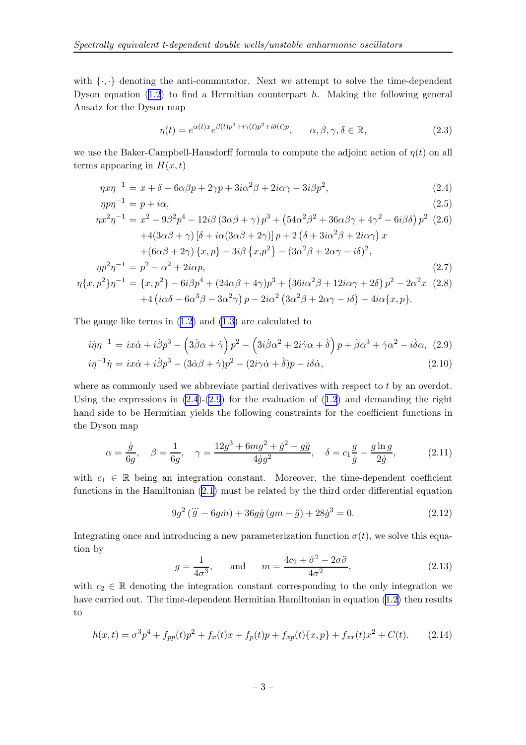with $\{\cdot,\cdot\}$ denoting the anti-commutator. Next we attempt to solve the time-dependent Dyson equation (1.2) to find a Hermitian counterpart $h$. Making the following general Ansatz for the Dyson map

$$\eta(t) = e^{\alpha(t)x} e^{\beta(t)p^3 + i\gamma(t)p^2 + i\delta(t)p}, \qquad \alpha, \beta, \gamma, \delta \in \mathbb{R}, \tag{2.3}$$

we use the Baker-Campbell-Hausdorff formula to compute the adjoint action of $\eta(t)$ on all terms appearing in $H(x,t)$

$$\eta x \eta^{-1} = x + \delta + 6\alpha\beta p + 2\gamma p + 3i\alpha^2\beta + 2i\alpha\gamma - 3i\beta p^2, \tag{2.4}$$

$$\eta p \eta^{-1} = p + i\alpha, \tag{2.5}$$

$$\begin{aligned} \eta x^2 \eta^{-1} = {} & x^2 - 9\beta^2 p^4 - 12i\beta\left(3\alpha\beta + \gamma\right)p^3 + \left(54\alpha^2\beta^2 + 36\alpha\beta\gamma + 4\gamma^2 - 6i\beta\delta\right)p^2 \\ & + 4(3\alpha\beta + \gamma)\left[\delta + i\alpha(3\alpha\beta + 2\gamma)\right]p + 2\left(\delta + 3i\alpha^2\beta + 2i\alpha\gamma\right)x \\ & + (6\alpha\beta + 2\gamma)\{x,p\} - 3i\beta\left\{x,p^2\right\} - (3\alpha^2\beta + 2\alpha\gamma - i\delta)^2, \end{aligned} \tag{2.6}$$

$$\eta p^2 \eta^{-1} = p^2 - \alpha^2 + 2i\alpha p, \tag{2.7}$$

$$\begin{aligned} \eta\{x,p^2\}\eta^{-1} = {} & \{x,p^2\} - 6i\beta p^4 + (24\alpha\beta + 4\gamma)p^3 + \left(36i\alpha^2\beta + 12i\alpha\gamma + 2\delta\right)p^2 - 2\alpha^2 x \\ & + 4\left(i\alpha\delta - 6\alpha^3\beta - 3\alpha^2\gamma\right)p - 2i\alpha^2\left(3\alpha^2\beta + 2\alpha\gamma - i\delta\right) + 4i\alpha\{x,p\}. \end{aligned} \tag{2.8}$$

The gauge like terms in (1.2) and (1.3) are calculated to

$$i\dot{\eta}\eta^{-1} = ix\dot{\alpha} + i\dot{\beta}p^3 - \left(3\dot{\beta}\alpha + \dot{\gamma}\right)p^2 - \left(3i\dot{\beta}\alpha^2 + 2i\dot{\gamma}\alpha + \dot{\delta}\right)p + \dot{\beta}\alpha^3 + \dot{\gamma}\alpha^2 - i\dot{\delta}\alpha, \tag{2.9}$$

$$i\eta^{-1}\dot{\eta} = ix\dot{\alpha} + i\dot{\beta}p^3 - (3\dot{\alpha}\beta + \dot{\gamma})p^2 - (2i\gamma\dot{\alpha} + \dot{\delta})p - i\delta\dot{\alpha}, \tag{2.10}$$

where as commonly used we abbreviate partial derivatives with respect to $t$ by an overdot. Using the expressions in (2.4)-(2.9) for the evaluation of (1.2) and demanding the right hand side to be Hermitian yields the following constraints for the coefficient functions in the Dyson map

$$\alpha = \frac{\dot{g}}{6g}, \quad \beta = \frac{1}{6g}, \quad \gamma = \frac{12g^3 + 6mg^2 + \dot{g}^2 - g\ddot{g}}{4\dot{g}g^2}, \quad \delta = c_1\frac{g}{\dot{g}} - \frac{g\ln g}{2\dot{g}}, \tag{2.11}$$

with $c_1 \in \mathbb{R}$ being an integration constant. Moreover, the time-dependent coefficient functions in the Hamiltonian (2.1) must be related by the third order differential equation

$$9g^2\left(\dddot{g} - 6g\dot{m}\right) + 36g\dot{g}\left(gm - \ddot{g}\right) + 28\dot{g}^3 = 0. \tag{2.12}$$

Integrating once and introducing a new parameterization function $\sigma(t)$, we solve this equation by

$$g = \frac{1}{4\sigma^3}, \qquad \text{and} \qquad m = \frac{4c_2 + \dot{\sigma}^2 - 2\sigma\ddot{\sigma}}{4\sigma^2}, \tag{2.13}$$

with $c_2 \in \mathbb{R}$ denoting the integration constant corresponding to the only integration we have carried out. The time-dependent Hermitian Hamiltonian in equation (1.2) then results to

$$h(x,t) = \sigma^3 p^4 + f_{pp}(t)p^2 + f_x(t)x + f_p(t)p + f_{xp}(t)\{x,p\} + f_{xx}(t)x^2 + C(t). \tag{2.14}$$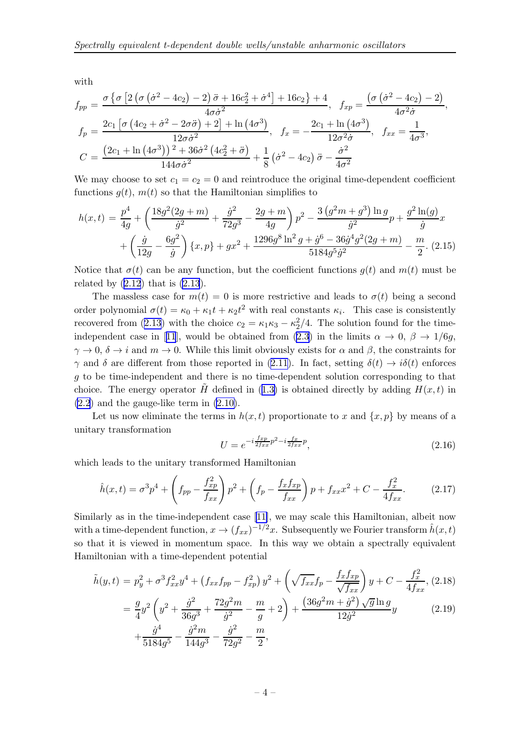with

$$
f_{pp} = \frac{\sigma\left\{\sigma\left[2\left(\sigma\left(\dot{\sigma}^2-4c_2\right)-2\right)\ddot{\sigma}+16c_2^2+\dot{\sigma}^4\right]+16c_2\right\}+4}{4\sigma\dot{\sigma}^2}, \quad f_{xp} = \frac{\left(\sigma\left(\dot{\sigma}^2-4c_2\right)-2\right)}{4\sigma^2\dot{\sigma}},
$$

$$
f_p = \frac{2c_1\left[\sigma\left(4c_2+\dot{\sigma}^2-2\sigma\ddot{\sigma}\right)+2\right]+\ln\left(4\sigma^3\right)}{12\sigma\dot{\sigma}^2}, \quad f_x = -\frac{2c_1+\ln\left(4\sigma^3\right)}{12\sigma^2\dot{\sigma}}, \quad f_{xx} = \frac{1}{4\sigma^3},
$$

$$
C = \frac{\left(2c_1+\ln\left(4\sigma^3\right)\right)^2+36\dot{\sigma}^2\left(4c_2^2+\ddot{\sigma}\right)}{144\sigma\dot{\sigma}^2}+\frac{1}{8}\left(\dot{\sigma}^2-4c_2\right)\ddot{\sigma}-\frac{\dot{\sigma}^2}{4\sigma^2}
$$

We may choose to set $c_1 = c_2 = 0$ and reintroduce the original time-dependent coefficient functions $g(t)$, $m(t)$ so that the Hamiltonian simplifies to

$$
\begin{aligned}
h(x,t) &= \frac{p^4}{4g}+\left(\frac{18g^2(2g+m)}{\dot{g}^2}+\frac{\dot{g}^2}{72g^3}-\frac{2g+m}{4g}\right)p^2-\frac{3\left(g^2m+g^3\right)\ln g}{\dot{g}^2}p+\frac{g^2\ln(g)}{\dot{g}}x \\
&\quad +\left(\frac{\dot{g}}{12g}-\frac{6g^2}{\dot{g}}\right)\{x,p\}+gx^2+\frac{1296g^8\ln^2 g+\dot{g}^6-36\dot{g}^4g^2(2g+m)}{5184g^5\dot{g}^2}-\frac{m}{2}. \quad (2.15)
\end{aligned}
$$

Notice that $\sigma(t)$ can be any function, but the coefficient functions $g(t)$ and $m(t)$ must be related by (2.12) that is (2.13).

The massless case for $m(t) = 0$ is more restrictive and leads to $\sigma(t)$ being a second order polynomial $\sigma(t) = \kappa_0 + \kappa_1 t + \kappa_2 t^2$ with real constants $\kappa_i$. This case is consistently recovered from (2.13) with the choice $c_2 = \kappa_1\kappa_3 - \kappa_2^2/4$. The solution found for the time-independent case in [11], would be obtained from (2.3) in the limits $\alpha \to 0$, $\beta \to 1/6g$, $\gamma \to 0$, $\delta \to i$ and $m \to 0$. While this limit obviously exists for $\alpha$ and $\beta$, the constraints for $\gamma$ and $\delta$ are different from those reported in (2.11). In fact, setting $\delta(t) \to i\delta(t)$ enforces $g$ to be time-independent and there is no time-dependent solution corresponding to that choice. The energy operator $\tilde{H}$ defined in (1.3) is obtained directly by adding $H(x,t)$ in (2.2) and the gauge-like term in (2.10).

Let us now eliminate the terms in $h(x,t)$ proportionate to $x$ and $\{x,p\}$ by means of a unitary transformation

$$
U = e^{-i\frac{f_{xp}}{2f_{xx}}p^2 - i\frac{f_x}{2f_{xx}}p}, \quad (2.16)
$$

which leads to the unitary transformed Hamiltonian

$$
\hat{h}(x,t) = \sigma^3 p^4 + \left(f_{pp} - \frac{f_{xp}^2}{f_{xx}}\right)p^2 + \left(f_p - \frac{f_x f_{xp}}{f_{xx}}\right)p + f_{xx}x^2 + C - \frac{f_x^2}{4f_{xx}}. \quad (2.17)
$$

Similarly as in the time-independent case [11], we may scale this Hamiltonian, albeit now with a time-dependent function, $x \to (f_{xx})^{-1/2}x$. Subsequently we Fourier transform $\hat{h}(x,t)$ so that it is viewed in momentum space. In this way we obtain a spectrally equivalent Hamiltonian with a time-dependent potential

$$
\begin{aligned}
\tilde{h}(y,t) &= p_y^2 + \sigma^3 f_{xx}^2 y^4 + \left(f_{xx}f_{pp} - f_{xp}^2\right)y^2 + \left(\sqrt{f_{xx}}f_p - \frac{f_x f_{xp}}{\sqrt{f_{xx}}}\right)y + C - \frac{f_x^2}{4f_{xx}}, \quad (2.18) \\
&= \frac{g}{4}y^2\left(y^2 + \frac{\dot{g}^2}{36g^3} + \frac{72g^2m}{\dot{g}^2} - \frac{m}{g} + 2\right) + \frac{\left(36g^2m + \dot{g}^2\right)\sqrt{g}\ln g}{12\dot{g}^2}y \quad (2.19) \\
&\quad + \frac{\dot{g}^4}{5184g^5} - \frac{\dot{g}^2 m}{144g^3} - \frac{\dot{g}^2}{72g^2} - \frac{m}{2},
\end{aligned}
$$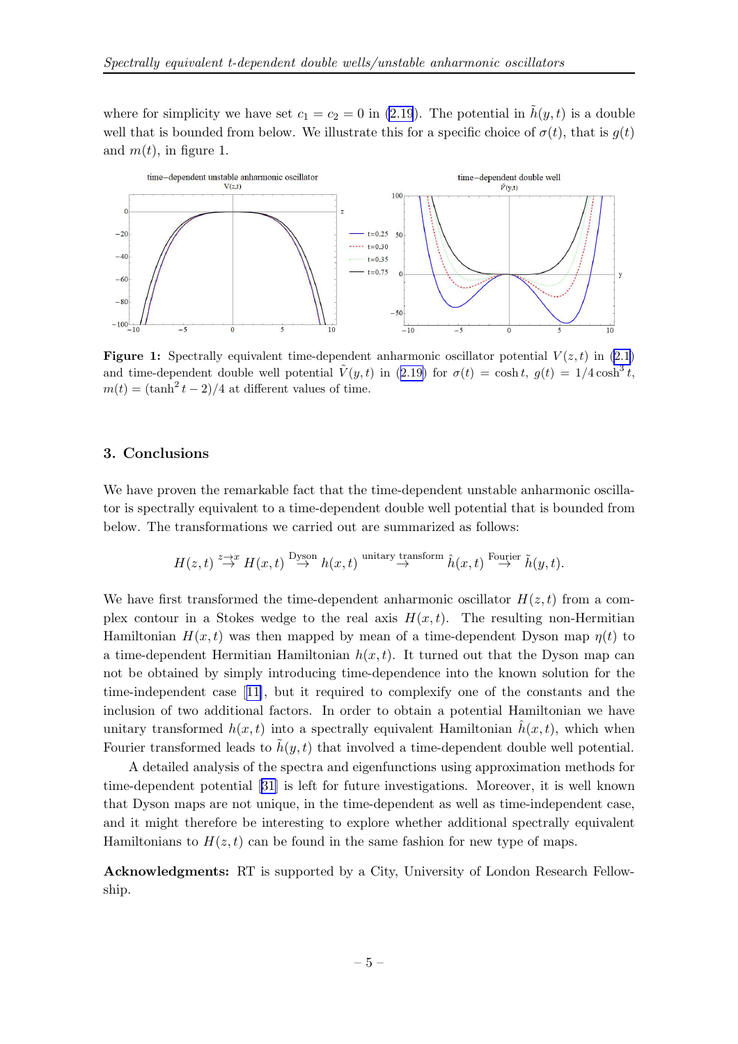where for simplicity we have set $c_1 = c_2 = 0$ in (2.19). The potential in $\tilde{h}(y,t)$ is a double well that is bounded from below. We illustrate this for a specific choice of $\sigma(t)$, that is $g(t)$ and $m(t)$, in figure 1.

time−dependent unstable anharmonic oscillator

V(z,t)

0

−20

−40

−60

−80

−100

−10 −5 0 5 10

z

t=0.25

t=0.30

t=0.35

t=0.75

time−dependent double well

$\tilde{V}$(y,t)

100

50

0

−50

−10 −5 0 5 10

y

**Figure 1:** Spectrally equivalent time-dependent anharmonic oscillator potential $V(z,t)$ in (2.1) and time-dependent double well potential $\tilde{V}(y,t)$ in (2.19) for $\sigma(t) = \cosh t$, $g(t) = 1/4\cosh^3 t$, $m(t) = (\tanh^2 t - 2)/4$ at different values of time.

## 3. Conclusions

We have proven the remarkable fact that the time-dependent unstable anharmonic oscillator is spectrally equivalent to a time-dependent double well potential that is bounded from below. The transformations we carried out are summarized as follows:

$$H(z,t) \overset{z \to x}{\rightarrow} H(x,t) \overset{\text{Dyson}}{\rightarrow} h(x,t) \overset{\text{unitary transform}}{\rightarrow} \hat{h}(x,t) \overset{\text{Fourier}}{\rightarrow} \tilde{h}(y,t).$$

We have first transformed the time-dependent anharmonic oscillator $H(z,t)$ from a complex contour in a Stokes wedge to the real axis $H(x,t)$. The resulting non-Hermitian Hamiltonian $H(x,t)$ was then mapped by mean of a time-dependent Dyson map $\eta(t)$ to a time-dependent Hermitian Hamiltonian $h(x,t)$. It turned out that the Dyson map can not be obtained by simply introducing time-dependence into the known solution for the time-independent case [11], but it required to complexify one of the constants and the inclusion of two additional factors. In order to obtain a potential Hamiltonian we have unitary transformed $h(x,t)$ into a spectrally equivalent Hamiltonian $\hat{h}(x,t)$, which when Fourier transformed leads to $\tilde{h}(y,t)$ that involved a time-dependent double well potential.

A detailed analysis of the spectra and eigenfunctions using approximation methods for time-dependent potential [31] is left for future investigations. Moreover, it is well known that Dyson maps are not unique, in the time-dependent as well as time-independent case, and it might therefore be interesting to explore whether additional spectrally equivalent Hamiltonians to $H(z,t)$ can be found in the same fashion for new type of maps.

**Acknowledgments:** RT is supported by a City, University of London Research Fellowship.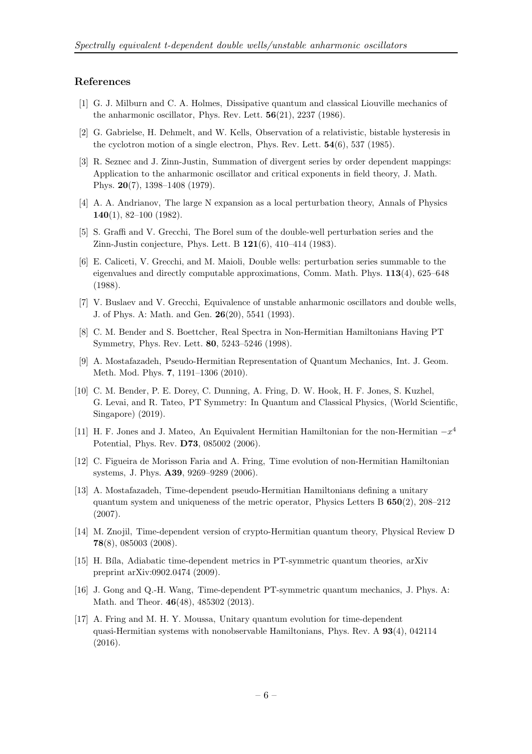## References

[1] G. J. Milburn and C. A. Holmes, Dissipative quantum and classical Liouville mechanics of the anharmonic oscillator, Phys. Rev. Lett. **56**(21), 2237 (1986).

[2] G. Gabrielse, H. Dehmelt, and W. Kells, Observation of a relativistic, bistable hysteresis in the cyclotron motion of a single electron, Phys. Rev. Lett. **54**(6), 537 (1985).

[3] R. Seznec and J. Zinn-Justin, Summation of divergent series by order dependent mappings: Application to the anharmonic oscillator and critical exponents in field theory, J. Math. Phys. **20**(7), 1398–1408 (1979).

[4] A. A. Andrianov, The large N expansion as a local perturbation theory, Annals of Physics **140**(1), 82–100 (1982).

[5] S. Graffi and V. Grecchi, The Borel sum of the double-well perturbation series and the Zinn-Justin conjecture, Phys. Lett. B **121**(6), 410–414 (1983).

[6] E. Caliceti, V. Grecchi, and M. Maioli, Double wells: perturbation series summable to the eigenvalues and directly computable approximations, Comm. Math. Phys. **113**(4), 625–648 (1988).

[7] V. Buslaev and V. Grecchi, Equivalence of unstable anharmonic oscillators and double wells, J. of Phys. A: Math. and Gen. **26**(20), 5541 (1993).

[8] C. M. Bender and S. Boettcher, Real Spectra in Non-Hermitian Hamiltonians Having PT Symmetry, Phys. Rev. Lett. **80**, 5243–5246 (1998).

[9] A. Mostafazadeh, Pseudo-Hermitian Representation of Quantum Mechanics, Int. J. Geom. Meth. Mod. Phys. **7**, 1191–1306 (2010).

[10] C. M. Bender, P. E. Dorey, C. Dunning, A. Fring, D. W. Hook, H. F. Jones, S. Kuzhel, G. Levai, and R. Tateo, PT Symmetry: In Quantum and Classical Physics, (World Scientific, Singapore) (2019).

[11] H. F. Jones and J. Mateo, An Equivalent Hermitian Hamiltonian for the non-Hermitian $-x^4$ Potential, Phys. Rev. **D73**, 085002 (2006).

[12] C. Figueira de Morisson Faria and A. Fring, Time evolution of non-Hermitian Hamiltonian systems, J. Phys. **A39**, 9269–9289 (2006).

[13] A. Mostafazadeh, Time-dependent pseudo-Hermitian Hamiltonians defining a unitary quantum system and uniqueness of the metric operator, Physics Letters B **650**(2), 208–212 (2007).

[14] M. Znojil, Time-dependent version of crypto-Hermitian quantum theory, Physical Review D **78**(8), 085003 (2008).

[15] H. Bíla, Adiabatic time-dependent metrics in PT-symmetric quantum theories, arXiv preprint arXiv:0902.0474 (2009).

[16] J. Gong and Q.-H. Wang, Time-dependent PT-symmetric quantum mechanics, J. Phys. A: Math. and Theor. **46**(48), 485302 (2013).

[17] A. Fring and M. H. Y. Moussa, Unitary quantum evolution for time-dependent quasi-Hermitian systems with nonobservable Hamiltonians, Phys. Rev. A **93**(4), 042114 (2016).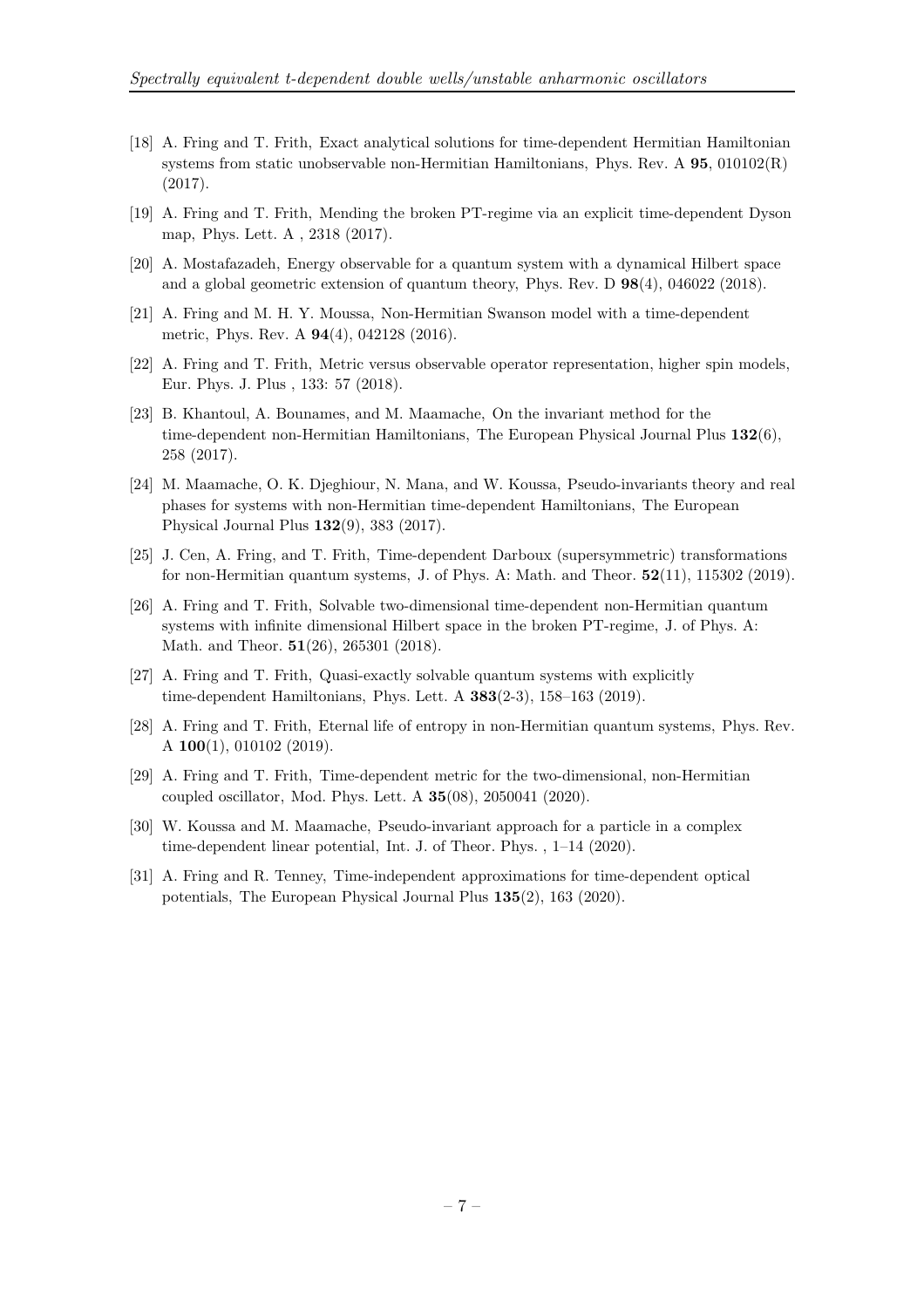[18] A. Fring and T. Frith, Exact analytical solutions for time-dependent Hermitian Hamiltonian systems from static unobservable non-Hermitian Hamiltonians, Phys. Rev. A **95**, 010102(R) (2017).

[19] A. Fring and T. Frith, Mending the broken PT-regime via an explicit time-dependent Dyson map, Phys. Lett. A , 2318 (2017).

[20] A. Mostafazadeh, Energy observable for a quantum system with a dynamical Hilbert space and a global geometric extension of quantum theory, Phys. Rev. D **98**(4), 046022 (2018).

[21] A. Fring and M. H. Y. Moussa, Non-Hermitian Swanson model with a time-dependent metric, Phys. Rev. A **94**(4), 042128 (2016).

[22] A. Fring and T. Frith, Metric versus observable operator representation, higher spin models, Eur. Phys. J. Plus , 133: 57 (2018).

[23] B. Khantoul, A. Bounames, and M. Maamache, On the invariant method for the time-dependent non-Hermitian Hamiltonians, The European Physical Journal Plus **132**(6), 258 (2017).

[24] M. Maamache, O. K. Djeghiour, N. Mana, and W. Koussa, Pseudo-invariants theory and real phases for systems with non-Hermitian time-dependent Hamiltonians, The European Physical Journal Plus **132**(9), 383 (2017).

[25] J. Cen, A. Fring, and T. Frith, Time-dependent Darboux (supersymmetric) transformations for non-Hermitian quantum systems, J. of Phys. A: Math. and Theor. **52**(11), 115302 (2019).

[26] A. Fring and T. Frith, Solvable two-dimensional time-dependent non-Hermitian quantum systems with infinite dimensional Hilbert space in the broken PT-regime, J. of Phys. A: Math. and Theor. **51**(26), 265301 (2018).

[27] A. Fring and T. Frith, Quasi-exactly solvable quantum systems with explicitly time-dependent Hamiltonians, Phys. Lett. A **383**(2-3), 158–163 (2019).

[28] A. Fring and T. Frith, Eternal life of entropy in non-Hermitian quantum systems, Phys. Rev. A **100**(1), 010102 (2019).

[29] A. Fring and T. Frith, Time-dependent metric for the two-dimensional, non-Hermitian coupled oscillator, Mod. Phys. Lett. A **35**(08), 2050041 (2020).

[30] W. Koussa and M. Maamache, Pseudo-invariant approach for a particle in a complex time-dependent linear potential, Int. J. of Theor. Phys. , 1–14 (2020).

[31] A. Fring and R. Tenney, Time-independent approximations for time-dependent optical potentials, The European Physical Journal Plus **135**(2), 163 (2020).